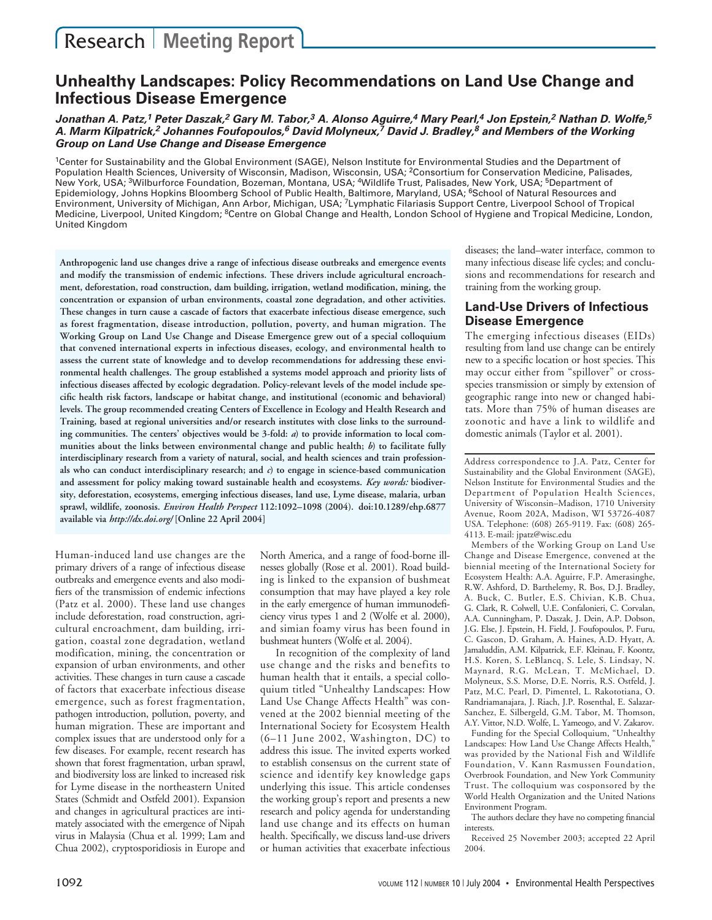# Unhealthy Landscapes: Policy Recommendations on Land Use Change and Infectious Disease Emergence

***Jonathan A. Patz,[1] Peter Daszak,[2] Gary M. Tabor,[3] A. Alonso Aguirre,[4] Mary Pearl,[4] Jon Epstein,[2] Nathan D. Wolfe,[5] A. Marm Kilpatrick,[2] Johannes Foufopoulos,[6] David Molyneux,[7] David J. Bradley,[8] and Members of the Working Group on Land Use Change and Disease Emergence***

[1]Center for Sustainability and the Global Environment (SAGE), Nelson Institute for Environmental Studies and the Department of Population Health Sciences, University of Wisconsin, Madison, Wisconsin, USA; [2]Consortium for Conservation Medicine, Palisades, New York, USA; [3]Wilburforce Foundation, Bozeman, Montana, USA; [4]Wildlife Trust, Palisades, New York, USA; [5]Department of Epidemiology, Johns Hopkins Bloomberg School of Public Health, Baltimore, Maryland, USA; [6]School of Natural Resources and Environment, University of Michigan, Ann Arbor, Michigan, USA; [7]Lymphatic Filariasis Support Centre, Liverpool School of Tropical Medicine, Liverpool, United Kingdom; [8]Centre on Global Change and Health, London School of Hygiene and Tropical Medicine, London, United Kingdom

**Anthropogenic land use changes drive a range of infectious disease outbreaks and emergence events and modify the transmission of endemic infections. These drivers include agricultural encroachment, deforestation, road construction, dam building, irrigation, wetland modification, mining, the concentration or expansion of urban environments, coastal zone degradation, and other activities. These changes in turn cause a cascade of factors that exacerbate infectious disease emergence, such as forest fragmentation, disease introduction, pollution, poverty, and human migration. The Working Group on Land Use Change and Disease Emergence grew out of a special colloquium that convened international experts in infectious diseases, ecology, and environmental health to assess the current state of knowledge and to develop recommendations for addressing these environmental health challenges. The group established a systems model approach and priority lists of infectious diseases affected by ecologic degradation. Policy-relevant levels of the model include specific health risk factors, landscape or habitat change, and institutional (economic and behavioral) levels. The group recommended creating Centers of Excellence in Ecology and Health Research and Training, based at regional universities and/or research institutes with close links to the surrounding communities. The centers' objectives would be 3-fold: *a*) to provide information to local communities about the links between environmental change and public health; *b*) to facilitate fully interdisciplinary research from a variety of natural, social, and health sciences and train professionals who can conduct interdisciplinary research; and *c*) to engage in science-based communication and assessment for policy making toward sustainable health and ecosystems. *Key words:* biodiversity, deforestation, ecosystems, emerging infectious diseases, land use, Lyme disease, malaria, urban sprawl, wildlife, zoonosis. *Environ Health Perspect* 112:1092–1098 (2004). doi:10.1289/ehp.6877 available via *http://dx.doi.org/* [Online 22 April 2004]**

Human-induced land use changes are the primary drivers of a range of infectious disease outbreaks and emergence events and also modifiers of the transmission of endemic infections (Patz et al. 2000). These land use changes include deforestation, road construction, agricultural encroachment, dam building, irrigation, coastal zone degradation, wetland modification, mining, the concentration or expansion of urban environments, and other activities. These changes in turn cause a cascade of factors that exacerbate infectious disease emergence, such as forest fragmentation, pathogen introduction, pollution, poverty, and human migration. These are important and complex issues that are understood only for a few diseases. For example, recent research has shown that forest fragmentation, urban sprawl, and biodiversity loss are linked to increased risk for Lyme disease in the northeastern United States (Schmidt and Ostfeld 2001). Expansion and changes in agricultural practices are intimately associated with the emergence of Nipah virus in Malaysia (Chua et al. 1999; Lam and Chua 2002), cryptosporidiosis in Europe and North America, and a range of food-borne illnesses globally (Rose et al. 2001). Road building is linked to the expansion of bushmeat consumption that may have played a key role in the early emergence of human immunodeficiency virus types 1 and 2 (Wolfe et al. 2000), and simian foamy virus has been found in bushmeat hunters (Wolfe et al. 2004).

In recognition of the complexity of land use change and the risks and benefits to human health that it entails, a special colloquium titled "Unhealthy Landscapes: How Land Use Change Affects Health" was convened at the 2002 biennial meeting of the International Society for Ecosystem Health (6–11 June 2002, Washington, DC) to address this issue. The invited experts worked to establish consensus on the current state of science and identify key knowledge gaps underlying this issue. This article condenses the working group's report and presents a new research and policy agenda for understanding land use change and its effects on human health. Specifically, we discuss land-use drivers or human activities that exacerbate infectious diseases; the land–water interface, common to many infectious disease life cycles; and conclusions and recommendations for research and training from the working group.

## Land-Use Drivers of Infectious Disease Emergence

The emerging infectious diseases (EIDs) resulting from land use change can be entirely new to a specific location or host species. This may occur either from "spillover" or cross-species transmission or simply by extension of geographic range into new or changed habitats. More than 75% of human diseases are zoonotic and have a link to wildlife and domestic animals (Taylor et al. 2001).

Address correspondence to J.A. Patz, Center for Sustainability and the Global Environment (SAGE), Nelson Institute for Environmental Studies and the Department of Population Health Sciences, University of Wisconsin–Madison, 1710 University Avenue, Room 202A, Madison, WI 53726-4087 USA. Telephone: (608) 265-9119. Fax: (608) 265-4113. E-mail: jpatz@wisc.edu

Members of the Working Group on Land Use Change and Disease Emergence, convened at the biennial meeting of the International Society for Ecosystem Health: A.A. Aguirre, F.P. Amerasinghe, R.W. Ashford, D. Barthelemy, R. Bos, D.J. Bradley, A. Buck, C. Butler, E.S. Chivian, K.B. Chua, G. Clark, R. Colwell, U.E. Confalonieri, C. Corvalan, A.A. Cunningham, P. Daszak, J. Dein, A.P. Dobson, J.G. Else, J. Epstein, H. Field, J. Foufopoulos, P. Furu, C. Gascon, D. Graham, A. Haines, A.D. Hyatt, A. Jamaluddin, A.M. Kilpatrick, E.F. Kleinau, F. Koontz, H.S. Koren, S. LeBlancq, S. Lele, S. Lindsay, N. Maynard, R.G. McLean, T. McMichael, D. Molyneux, S.S. Morse, D.E. Norris, R.S. Ostfeld, J. Patz, M.C. Pearl, D. Pimentel, L. Rakototiana, O. Randriamanajara, J. Riach, J.P. Rosenthal, E. Salazar-Sanchez, E. Silbergeld, G.M. Tabor, M. Thomson, A.Y. Vittor, N.D. Wolfe, L. Yameogo, and V. Zakarov.

Funding for the Special Colloquium, "Unhealthy Landscapes: How Land Use Change Affects Health," was provided by the National Fish and Wildlife Foundation, V. Kann Rasmussen Foundation, Overbrook Foundation, and New York Community Trust. The colloquium was cosponsored by the World Health Organization and the United Nations Environment Program.

The authors declare they have no competing financial interests.

Received 25 November 2003; accepted 22 April 2004.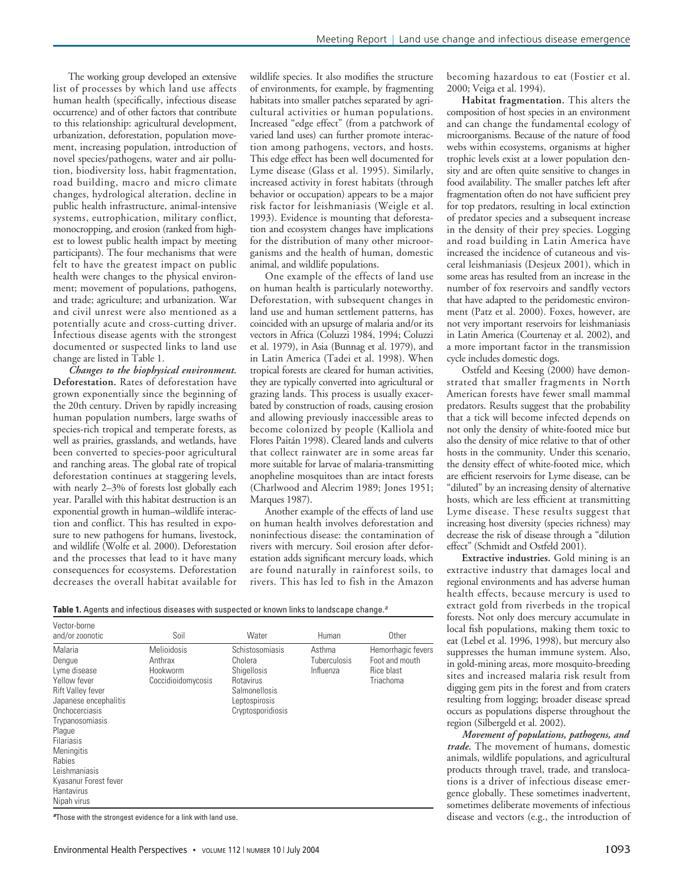The working group developed an extensive list of processes by which land use affects human health (specifically, infectious disease occurrence) and of other factors that contribute to this relationship: agricultural development, urbanization, deforestation, population movement, increasing population, introduction of novel species/pathogens, water and air pollution, biodiversity loss, habit fragmentation, road building, macro and micro climate changes, hydrological alteration, decline in public health infrastructure, animal-intensive systems, eutrophication, military conflict, monocropping, and erosion (ranked from highest to lowest public health impact by meeting participants). The four mechanisms that were felt to have the greatest impact on public health were changes to the physical environment; movement of populations, pathogens, and trade; agriculture; and urbanization. War and civil unrest were also mentioned as a potentially acute and cross-cutting driver. Infectious disease agents with the strongest documented or suspected links to land use change are listed in Table 1.

***Changes to the biophysical environment.*** **Deforestation.** Rates of deforestation have grown exponentially since the beginning of the 20th century. Driven by rapidly increasing human population numbers, large swaths of species-rich tropical and temperate forests, as well as prairies, grasslands, and wetlands, have been converted to species-poor agricultural and ranching areas. The global rate of tropical deforestation continues at staggering levels, with nearly 2–3% of forests lost globally each year. Parallel with this habitat destruction is an exponential growth in human–wildlife interaction and conflict. This has resulted in exposure to new pathogens for humans, livestock, and wildlife (Wolfe et al. 2000). Deforestation and the processes that lead to it have many consequences for ecosystems. Deforestation decreases the overall habitat available for wildlife species. It also modifies the structure of environments, for example, by fragmenting habitats into smaller patches separated by agricultural activities or human populations. Increased "edge effect" (from a patchwork of varied land uses) can further promote interaction among pathogens, vectors, and hosts. This edge effect has been well documented for Lyme disease (Glass et al. 1995). Similarly, increased activity in forest habitats (through behavior or occupation) appears to be a major risk factor for leishmaniasis (Weigle et al. 1993). Evidence is mounting that deforestation and ecosystem changes have implications for the distribution of many other microorganisms and the health of human, domestic animal, and wildlife populations.

One example of the effects of land use on human health is particularly noteworthy. Deforestation, with subsequent changes in land use and human settlement patterns, has coincided with an upsurge of malaria and/or its vectors in Africa (Coluzzi 1984, 1994; Coluzzi et al. 1979), in Asia (Bunnag et al. 1979), and in Latin America (Tadei et al. 1998). When tropical forests are cleared for human activities, they are typically converted into agricultural or grazing lands. This process is usually exacerbated by construction of roads, causing erosion and allowing previously inaccessible areas to become colonized by people (Kalliola and Flores Paitán 1998). Cleared lands and culverts that collect rainwater are in some areas far more suitable for larvae of malaria-transmitting anopheline mosquitoes than are intact forests (Charlwood and Alecrim 1989; Jones 1951; Marques 1987).

Another example of the effects of land use on human health involves deforestation and noninfectious disease: the contamination of rivers with mercury. Soil erosion after deforestation adds significant mercury loads, which are found naturally in rainforest soils, to rivers. This has led to fish in the Amazon becoming hazardous to eat (Fostier et al. 2000; Veiga et al. 1994).

**Habitat fragmentation.** This alters the composition of host species in an environment and can change the fundamental ecology of microorganisms. Because of the nature of food webs within ecosystems, organisms at higher trophic levels exist at a lower population density and are often quite sensitive to changes in food availability. The smaller patches left after fragmentation often do not have sufficient prey for top predators, resulting in local extinction of predator species and a subsequent increase in the density of their prey species. Logging and road building in Latin America have increased the incidence of cutaneous and visceral leishmaniasis (Desjeux 2001), which in some areas has resulted from an increase in the number of fox reservoirs and sandfly vectors that have adapted to the peridomestic environment (Patz et al. 2000). Foxes, however, are not very important reservoirs for leishmaniasis in Latin America (Courtenay et al. 2002), and a more important factor in the transmission cycle includes domestic dogs.

Ostfeld and Keesing (2000) have demonstrated that smaller fragments in North American forests have fewer small mammal predators. Results suggest that the probability that a tick will become infected depends on not only the density of white-footed mice but also the density of mice relative to that of other hosts in the community. Under this scenario, the density effect of white-footed mice, which are efficient reservoirs for Lyme disease, can be "diluted" by an increasing density of alternative hosts, which are less efficient at transmitting Lyme disease. These results suggest that increasing host diversity (species richness) may decrease the risk of disease through a "dilution effect" (Schmidt and Ostfeld 2001).

**Extractive industries.** Gold mining is an extractive industry that damages local and regional environments and has adverse human health effects, because mercury is used to extract gold from riverbeds in the tropical forests. Not only does mercury accumulate in local fish populations, making them toxic to eat (Lebel et al. 1996, 1998), but mercury also suppresses the human immune system. Also, in gold-mining areas, more mosquito-breeding sites and increased malaria risk result from digging gem pits in the forest and from craters resulting from logging; broader disease spread occurs as populations disperse throughout the region (Silbergeld et al. 2002).

***Movement of populations, pathogens, and trade.*** The movement of humans, domestic animals, wildlife populations, and agricultural products through travel, trade, and translocations is a driver of infectious disease emergence globally. These sometimes inadvertent, sometimes deliberate movements of infectious disease and vectors (e.g., the introduction of

**Table 1.** Agents and infectious diseases with suspected or known links to landscape change.[a]

| Vector-borne and/or zoonotic | Soil | Water | Human | Other |
|---|---|---|---|---|
| Malaria | Melioidosis | Schistosomiasis | Asthma | Hemorrhagic fevers |
| Dengue | Anthrax | Cholera | Tuberculosis | Foot and mouth |
| Lyme disease | Hookworm | Shigellosis | Influenza | Rice blast |
| Yellow fever | Coccidioidomycosis | Rotavirus | | Triachoma |
| Rift Valley fever | | Salmonellosis | | |
| Japanese encephalitis | | Leptospirosis | | |
| Onchocerciasis | | Cryptosporidiosis | | |
| Trypanosomiasis | | | | |
| Plague | | | | |
| Filariasis | | | | |
| Meningitis | | | | |
| Rabies | | | | |
| Leishmaniasis | | | | |
| Kyasanur Forest fever | | | | |
| Hantavirus | | | | |
| Nipah virus | | | | |

[a]Those with the strongest evidence for a link with land use.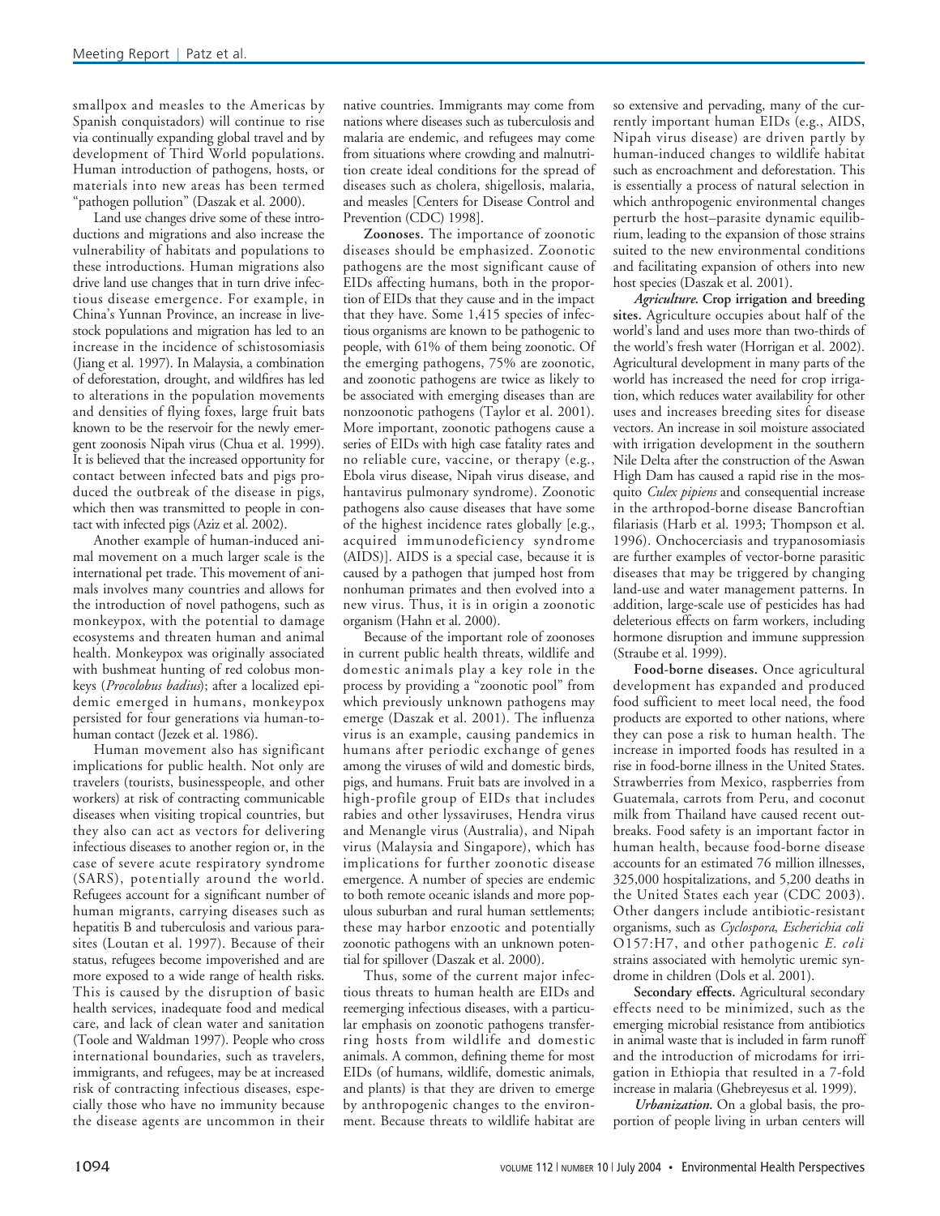smallpox and measles to the Americas by Spanish conquistadors) will continue to rise via continually expanding global travel and by development of Third World populations. Human introduction of pathogens, hosts, or materials into new areas has been termed "pathogen pollution" (Daszak et al. 2000).

Land use changes drive some of these introductions and migrations and also increase the vulnerability of habitats and populations to these introductions. Human migrations also drive land use changes that in turn drive infectious disease emergence. For example, in China's Yunnan Province, an increase in livestock populations and migration has led to an increase in the incidence of schistosomiasis (Jiang et al. 1997). In Malaysia, a combination of deforestation, drought, and wildfires has led to alterations in the population movements and densities of flying foxes, large fruit bats known to be the reservoir for the newly emergent zoonosis Nipah virus (Chua et al. 1999). It is believed that the increased opportunity for contact between infected bats and pigs produced the outbreak of the disease in pigs, which then was transmitted to people in contact with infected pigs (Aziz et al. 2002).

Another example of human-induced animal movement on a much larger scale is the international pet trade. This movement of animals involves many countries and allows for the introduction of novel pathogens, such as monkeypox, with the potential to damage ecosystems and threaten human and animal health. Monkeypox was originally associated with bushmeat hunting of red colobus monkeys (*Procolobus badius*); after a localized epidemic emerged in humans, monkeypox persisted for four generations via human-to-human contact (Jezek et al. 1986).

Human movement also has significant implications for public health. Not only are travelers (tourists, businesspeople, and other workers) at risk of contracting communicable diseases when visiting tropical countries, but they also can act as vectors for delivering infectious diseases to another region or, in the case of severe acute respiratory syndrome (SARS), potentially around the world. Refugees account for a significant number of human migrants, carrying diseases such as hepatitis B and tuberculosis and various parasites (Loutan et al. 1997). Because of their status, refugees become impoverished and are more exposed to a wide range of health risks. This is caused by the disruption of basic health services, inadequate food and medical care, and lack of clean water and sanitation (Toole and Waldman 1997). People who cross international boundaries, such as travelers, immigrants, and refugees, may be at increased risk of contracting infectious diseases, especially those who have no immunity because the disease agents are uncommon in their native countries. Immigrants may come from nations where diseases such as tuberculosis and malaria are endemic, and refugees may come from situations where crowding and malnutrition create ideal conditions for the spread of diseases such as cholera, shigellosis, malaria, and measles [Centers for Disease Control and Prevention (CDC) 1998].

**Zoonoses.** The importance of zoonotic diseases should be emphasized. Zoonotic pathogens are the most significant cause of EIDs affecting humans, both in the proportion of EIDs that they cause and in the impact that they have. Some 1,415 species of infectious organisms are known to be pathogenic to people, with 61% of them being zoonotic. Of the emerging pathogens, 75% are zoonotic, and zoonotic pathogens are twice as likely to be associated with emerging diseases than are nonzoonotic pathogens (Taylor et al. 2001). More important, zoonotic pathogens cause a series of EIDs with high case fatality rates and no reliable cure, vaccine, or therapy (e.g., Ebola virus disease, Nipah virus disease, and hantavirus pulmonary syndrome). Zoonotic pathogens also cause diseases that have some of the highest incidence rates globally [e.g., acquired immunodeficiency syndrome (AIDS)]. AIDS is a special case, because it is caused by a pathogen that jumped host from nonhuman primates and then evolved into a new virus. Thus, it is in origin a zoonotic organism (Hahn et al. 2000).

Because of the important role of zoonoses in current public health threats, wildlife and domestic animals play a key role in the process by providing a "zoonotic pool" from which previously unknown pathogens may emerge (Daszak et al. 2001). The influenza virus is an example, causing pandemics in humans after periodic exchange of genes among the viruses of wild and domestic birds, pigs, and humans. Fruit bats are involved in a high-profile group of EIDs that includes rabies and other lyssaviruses, Hendra virus and Menangle virus (Australia), and Nipah virus (Malaysia and Singapore), which has implications for further zoonotic disease emergence. A number of species are endemic to both remote oceanic islands and more populous suburban and rural human settlements; these may harbor enzootic and potentially zoonotic pathogens with an unknown potential for spillover (Daszak et al. 2000).

Thus, some of the current major infectious threats to human health are EIDs and reemerging infectious diseases, with a particular emphasis on zoonotic pathogens transferring hosts from wildlife and domestic animals. A common, defining theme for most EIDs (of humans, wildlife, domestic animals, and plants) is that they are driven to emerge by anthropogenic changes to the environment. Because threats to wildlife habitat are so extensive and pervading, many of the currently important human EIDs (e.g., AIDS, Nipah virus disease) are driven partly by human-induced changes to wildlife habitat such as encroachment and deforestation. This is essentially a process of natural selection in which anthropogenic environmental changes perturb the host–parasite dynamic equilibrium, leading to the expansion of those strains suited to the new environmental conditions and facilitating expansion of others into new host species (Daszak et al. 2001).

***Agriculture.*** **Crop irrigation and breeding sites.** Agriculture occupies about half of the world's land and uses more than two-thirds of the world's fresh water (Horrigan et al. 2002). Agricultural development in many parts of the world has increased the need for crop irrigation, which reduces water availability for other uses and increases breeding sites for disease vectors. An increase in soil moisture associated with irrigation development in the southern Nile Delta after the construction of the Aswan High Dam has caused a rapid rise in the mosquito *Culex pipiens* and consequential increase in the arthropod-borne disease Bancroftian filariasis (Harb et al. 1993; Thompson et al. 1996). Onchocerciasis and trypanosomiasis are further examples of vector-borne parasitic diseases that may be triggered by changing land-use and water management patterns. In addition, large-scale use of pesticides has had deleterious effects on farm workers, including hormone disruption and immune suppression (Straube et al. 1999).

**Food-borne diseases.** Once agricultural development has expanded and produced food sufficient to meet local need, the food products are exported to other nations, where they can pose a risk to human health. The increase in imported foods has resulted in a rise in food-borne illness in the United States. Strawberries from Mexico, raspberries from Guatemala, carrots from Peru, and coconut milk from Thailand have caused recent outbreaks. Food safety is an important factor in human health, because food-borne disease accounts for an estimated 76 million illnesses, 325,000 hospitalizations, and 5,200 deaths in the United States each year (CDC 2003). Other dangers include antibiotic-resistant organisms, such as *Cyclospora*, *Escherichia coli* O157:H7, and other pathogenic *E. coli* strains associated with hemolytic uremic syndrome in children (Dols et al. 2001).

**Secondary effects.** Agricultural secondary effects need to be minimized, such as the emerging microbial resistance from antibiotics in animal waste that is included in farm runoff and the introduction of microdams for irrigation in Ethiopia that resulted in a 7-fold increase in malaria (Ghebreyesus et al. 1999).

***Urbanization.*** On a global basis, the proportion of people living in urban centers will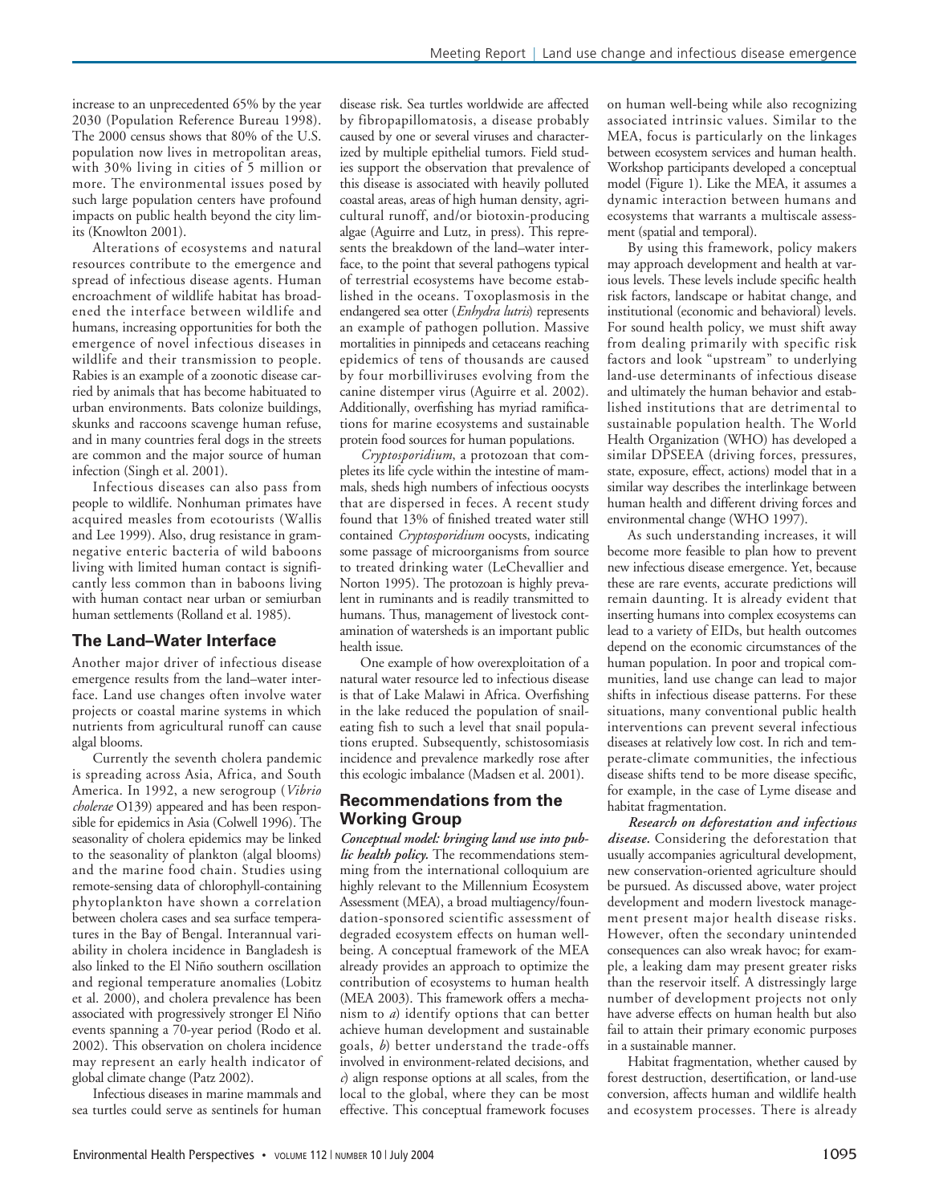increase to an unprecedented 65% by the year 2030 (Population Reference Bureau 1998). The 2000 census shows that 80% of the U.S. population now lives in metropolitan areas, with 30% living in cities of 5 million or more. The environmental issues posed by such large population centers have profound impacts on public health beyond the city limits (Knowlton 2001).

Alterations of ecosystems and natural resources contribute to the emergence and spread of infectious disease agents. Human encroachment of wildlife habitat has broadened the interface between wildlife and humans, increasing opportunities for both the emergence of novel infectious diseases in wildlife and their transmission to people. Rabies is an example of a zoonotic disease carried by animals that has become habituated to urban environments. Bats colonize buildings, skunks and raccoons scavenge human refuse, and in many countries feral dogs in the streets are common and the major source of human infection (Singh et al. 2001).

Infectious diseases can also pass from people to wildlife. Nonhuman primates have acquired measles from ecotourists (Wallis and Lee 1999). Also, drug resistance in gram-negative enteric bacteria of wild baboons living with limited human contact is significantly less common than in baboons living with human contact near urban or semiurban human settlements (Rolland et al. 1985).

## The Land–Water Interface

Another major driver of infectious disease emergence results from the land–water interface. Land use changes often involve water projects or coastal marine systems in which nutrients from agricultural runoff can cause algal blooms.

Currently the seventh cholera pandemic is spreading across Asia, Africa, and South America. In 1992, a new serogroup (*Vibrio cholerae* O139) appeared and has been responsible for epidemics in Asia (Colwell 1996). The seasonality of cholera epidemics may be linked to the seasonality of plankton (algal blooms) and the marine food chain. Studies using remote-sensing data of chlorophyll-containing phytoplankton have shown a correlation between cholera cases and sea surface temperatures in the Bay of Bengal. Interannual variability in cholera incidence in Bangladesh is also linked to the El Niño southern oscillation and regional temperature anomalies (Lobitz et al. 2000), and cholera prevalence has been associated with progressively stronger El Niño events spanning a 70-year period (Rodo et al. 2002). This observation on cholera incidence may represent an early health indicator of global climate change (Patz 2002).

Infectious diseases in marine mammals and sea turtles could serve as sentinels for human disease risk. Sea turtles worldwide are affected by fibropapillomatosis, a disease probably caused by one or several viruses and characterized by multiple epithelial tumors. Field studies support the observation that prevalence of this disease is associated with heavily polluted coastal areas, areas of high human density, agricultural runoff, and/or biotoxin-producing algae (Aguirre and Lutz, in press). This represents the breakdown of the land–water interface, to the point that several pathogens typical of terrestrial ecosystems have become established in the oceans. Toxoplasmosis in the endangered sea otter (*Enhydra lutris*) represents an example of pathogen pollution. Massive mortalities in pinnipeds and cetaceans reaching epidemics of tens of thousands are caused by four morbilliviruses evolving from the canine distemper virus (Aguirre et al. 2002). Additionally, overfishing has myriad ramifications for marine ecosystems and sustainable protein food sources for human populations.

*Cryptosporidium*, a protozoan that completes its life cycle within the intestine of mammals, sheds high numbers of infectious oocysts that are dispersed in feces. A recent study found that 13% of finished treated water still contained *Cryptosporidium* oocysts, indicating some passage of microorganisms from source to treated drinking water (LeChevallier and Norton 1995). The protozoan is highly prevalent in ruminants and is readily transmitted to humans. Thus, management of livestock contamination of watersheds is an important public health issue.

One example of how overexploitation of a natural water resource led to infectious disease is that of Lake Malawi in Africa. Overfishing in the lake reduced the population of snail-eating fish to such a level that snail populations erupted. Subsequently, schistosomiasis incidence and prevalence markedly rose after this ecologic imbalance (Madsen et al. 2001).

## Recommendations from the Working Group

***Conceptual model: bringing land use into public health policy.*** The recommendations stemming from the international colloquium are highly relevant to the Millennium Ecosystem Assessment (MEA), a broad multiagency/foundation-sponsored scientific assessment of degraded ecosystem effects on human well-being. A conceptual framework of the MEA already provides an approach to optimize the contribution of ecosystems to human health (MEA 2003). This framework offers a mechanism to *a*) identify options that can better achieve human development and sustainable goals, *b*) better understand the trade-offs involved in environment-related decisions, and *c*) align response options at all scales, from the local to the global, where they can be most effective. This conceptual framework focuses on human well-being while also recognizing associated intrinsic values. Similar to the MEA, focus is particularly on the linkages between ecosystem services and human health. Workshop participants developed a conceptual model (Figure 1). Like the MEA, it assumes a dynamic interaction between humans and ecosystems that warrants a multiscale assessment (spatial and temporal).

By using this framework, policy makers may approach development and health at various levels. These levels include specific health risk factors, landscape or habitat change, and institutional (economic and behavioral) levels. For sound health policy, we must shift away from dealing primarily with specific risk factors and look "upstream" to underlying land-use determinants of infectious disease and ultimately the human behavior and established institutions that are detrimental to sustainable population health. The World Health Organization (WHO) has developed a similar DPSEEA (driving forces, pressures, state, exposure, effect, actions) model that in a similar way describes the interlinkage between human health and different driving forces and environmental change (WHO 1997).

As such understanding increases, it will become more feasible to plan how to prevent new infectious disease emergence. Yet, because these are rare events, accurate predictions will remain daunting. It is already evident that inserting humans into complex ecosystems can lead to a variety of EIDs, but health outcomes depend on the economic circumstances of the human population. In poor and tropical communities, land use change can lead to major shifts in infectious disease patterns. For these situations, many conventional public health interventions can prevent several infectious diseases at relatively low cost. In rich and temperate-climate communities, the infectious disease shifts tend to be more disease specific, for example, in the case of Lyme disease and habitat fragmentation.

***Research on deforestation and infectious disease.*** Considering the deforestation that usually accompanies agricultural development, new conservation-oriented agriculture should be pursued. As discussed above, water project development and modern livestock management present major health disease risks. However, often the secondary unintended consequences can also wreak havoc; for example, a leaking dam may present greater risks than the reservoir itself. A distressingly large number of development projects not only have adverse effects on human health but also fail to attain their primary economic purposes in a sustainable manner.

Habitat fragmentation, whether caused by forest destruction, desertification, or land-use conversion, affects human and wildlife health and ecosystem processes. There is already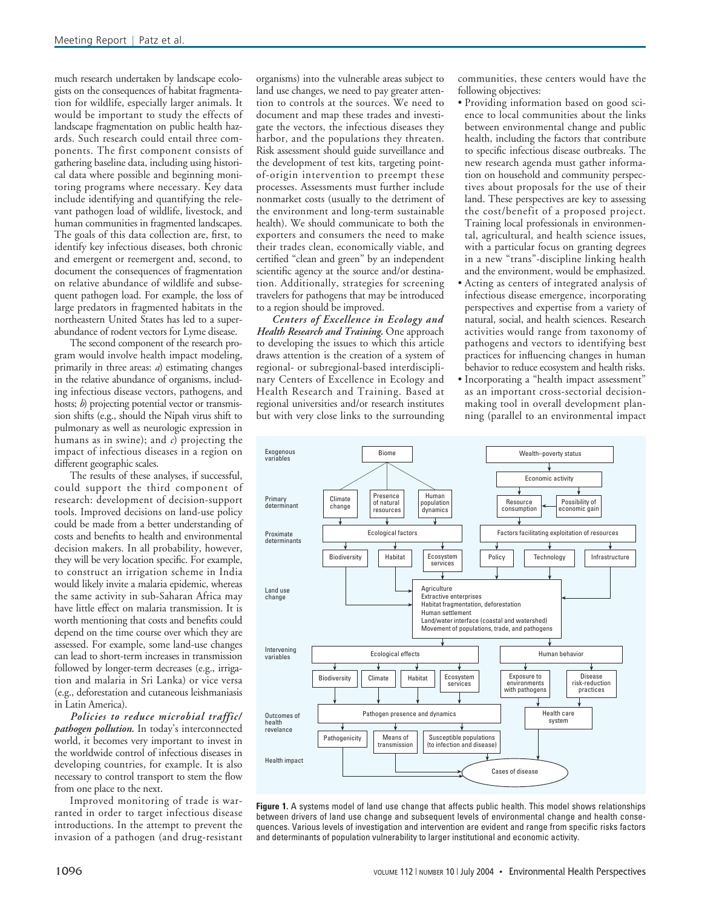much research undertaken by landscape ecologists on the consequences of habitat fragmentation for wildlife, especially larger animals. It would be important to study the effects of landscape fragmentation on public health hazards. Such research could entail three components. The first component consists of gathering baseline data, including using historical data where possible and beginning monitoring programs where necessary. Key data include identifying and quantifying the relevant pathogen load of wildlife, livestock, and human communities in fragmented landscapes. The goals of this data collection are, first, to identify key infectious diseases, both chronic and emergent or reemergent and, second, to document the consequences of fragmentation on relative abundance of wildlife and subsequent pathogen load. For example, the loss of large predators in fragmented habitats in the northeastern United States has led to a superabundance of rodent vectors for Lyme disease.

The second component of the research program would involve health impact modeling, primarily in three areas: *a*) estimating changes in the relative abundance of organisms, including infectious disease vectors, pathogens, and hosts; *b*) projecting potential vector or transmission shifts (e.g., should the Nipah virus shift to pulmonary as well as neurologic expression in humans as in swine); and *c*) projecting the impact of infectious diseases in a region on different geographic scales.

The results of these analyses, if successful, could support the third component of research: development of decision-support tools. Improved decisions on land-use policy could be made from a better understanding of costs and benefits to health and environmental decision makers. In all probability, however, they will be very location specific. For example, to construct an irrigation scheme in India would likely invite a malaria epidemic, whereas the same activity in sub-Saharan Africa may have little effect on malaria transmission. It is worth mentioning that costs and benefits could depend on the time course over which they are assessed. For example, some land-use changes can lead to short-term increases in transmission followed by longer-term decreases (e.g., irrigation and malaria in Sri Lanka) or vice versa (e.g., deforestation and cutaneous leishmaniasis in Latin America).

***Policies to reduce microbial traffic/pathogen pollution.*** In today's interconnected world, it becomes very important to invest in the worldwide control of infectious diseases in developing countries, for example. It is also necessary to control transport to stem the flow from one place to the next.

Improved monitoring of trade is warranted in order to target infectious disease introductions. In the attempt to prevent the invasion of a pathogen (and drug-resistant organisms) into the vulnerable areas subject to land use changes, we need to pay greater attention to controls at the sources. We need to document and map these trades and investigate the vectors, the infectious diseases they harbor, and the populations they threaten. Risk assessment should guide surveillance and the development of test kits, targeting point-of-origin intervention to preempt these processes. Assessments must further include nonmarket costs (usually to the detriment of the environment and long-term sustainable health). We should communicate to both the exporters and consumers the need to make their trades clean, economically viable, and certified "clean and green" by an independent scientific agency at the source and/or destination. Additionally, strategies for screening travelers for pathogens that may be introduced to a region should be improved.

***Centers of Excellence in Ecology and Health Research and Training.*** One approach to developing the issues to which this article draws attention is the creation of a system of regional- or subregional-based interdisciplinary Centers of Excellence in Ecology and Health Research and Training. Based at regional universities and/or research institutes but with very close links to the surrounding communities, these centers would have the following objectives:

- Providing information based on good science to local communities about the links between environmental change and public health, including the factors that contribute to specific infectious disease outbreaks. The new research agenda must gather information on household and community perspectives about proposals for the use of their land. These perspectives are key to assessing the cost/benefit of a proposed project. Training local professionals in environmental, agricultural, and health science issues, with a particular focus on granting degrees in a new "trans"-discipline linking health and the environment, would be emphasized.
- Acting as centers of integrated analysis of infectious disease emergence, incorporating perspectives and expertise from a variety of natural, social, and health sciences. Research activities would range from taxonomy of pathogens and vectors to identifying best practices for influencing changes in human behavior to reduce ecosystem and health risks.
- Incorporating a "health impact assessment" as an important cross-sectorial decision-making tool in overall development planning (parallel to an environmental impact

**Figure 1.** A systems model of land use change that affects public health. This model shows relationships between drivers of land use change and subsequent levels of environmental change and health consequences. Various levels of investigation and intervention are evident and range from specific risks factors and determinants of population vulnerability to larger institutional and economic activity.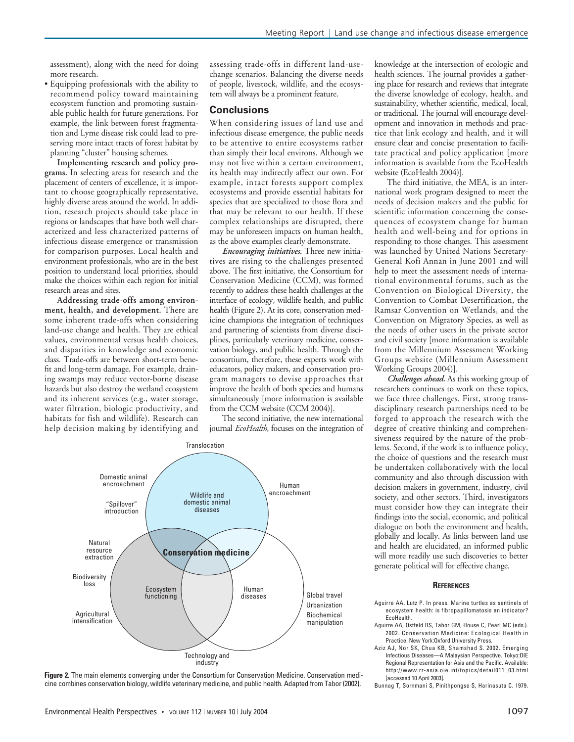assessment), along with the need for doing more research.

- Equipping professionals with the ability to recommend policy toward maintaining ecosystem function and promoting sustainable public health for future generations. For example, the link between forest fragmentation and Lyme disease risk could lead to preserving more intact tracts of forest habitat by planning "cluster" housing schemes.

**Implementing research and policy programs.** In selecting areas for research and the placement of centers of excellence, it is important to choose geographically representative, highly diverse areas around the world. In addition, research projects should take place in regions or landscapes that have both well characterized and less characterized patterns of infectious disease emergence or transmission for comparison purposes. Local health and environment professionals, who are in the best position to understand local priorities, should make the choices within each region for initial research areas and sites.

**Addressing trade-offs among environment, health, and development.** There are some inherent trade-offs when considering land-use change and health. They are ethical values, environmental versus health choices, and disparities in knowledge and economic class. Trade-offs are between short-term benefit and long-term damage. For example, draining swamps may reduce vector-borne disease hazards but also destroy the wetland ecosystem and its inherent services (e.g., water storage, water filtration, biologic productivity, and habitats for fish and wildlife). Research can help decision making by identifying and assessing trade-offs in different land-use-change scenarios. Balancing the diverse needs of people, livestock, wildlife, and the ecosystem will always be a prominent feature.

## Conclusions

When considering issues of land use and infectious disease emergence, the public needs to be attentive to entire ecosystems rather than simply their local environs. Although we may not live within a certain environment, its health may indirectly affect our own. For example, intact forests support complex ecosystems and provide essential habitats for species that are specialized to those flora and that may be relevant to our health. If these complex relationships are disrupted, there may be unforeseen impacts on human health, as the above examples clearly demonstrate.

***Encouraging initiatives.*** Three new initiatives are rising to the challenges presented above. The first initiative, the Consortium for Conservation Medicine (CCM), was formed recently to address these health challenges at the interface of ecology, wildlife health, and public health (Figure 2). At its core, conservation medicine champions the integration of techniques and partnering of scientists from diverse disciplines, particularly veterinary medicine, conservation biology, and public health. Through the consortium, therefore, these experts work with educators, policy makers, and conservation program managers to devise approaches that improve the health of both species and humans simultaneously [more information is available from the CCM website (CCM 2004)].

The second initiative, the new international journal *EcoHealth*, focuses on the integration of knowledge at the intersection of ecologic and health sciences. The journal provides a gathering place for research and reviews that integrate the diverse knowledge of ecology, health, and sustainability, whether scientific, medical, local, or traditional. The journal will encourage development and innovation in methods and practice that link ecology and health, and it will ensure clear and concise presentation to facilitate practical and policy application [more information is available from the EcoHealth website (EcoHealth 2004)].

The third initiative, the MEA, is an international work program designed to meet the needs of decision makers and the public for scientific information concerning the consequences of ecosystem change for human health and well-being and for options in responding to those changes. This assessment was launched by United Nations Secretary-General Kofi Annan in June 2001 and will help to meet the assessment needs of international environmental forums, such as the Convention on Biological Diversity, the Convention to Combat Desertification, the Ramsar Convention on Wetlands, and the Convention on Migratory Species, as well as the needs of other users in the private sector and civil society [more information is available from the Millennium Assessment Working Groups website (Millennium Assessment Working Groups 2004)].

***Challenges ahead.*** As this working group of researchers continues to work on these topics, we face three challenges. First, strong transdisciplinary research partnerships need to be forged to approach the research with the degree of creative thinking and comprehensiveness required by the nature of the problems. Second, if the work is to influence policy, the choice of questions and the research must be undertaken collaboratively with the local community and also through discussion with decision makers in government, industry, civil society, and other sectors. Third, investigators must consider how they can integrate their findings into the social, economic, and political dialogue on both the environment and health, globally and locally. As links between land use and health are elucidated, an informed public will more readily use such discoveries to better generate political will for effective change.

Translocation

Domestic animal encroachment

"Spillover" introduction

Wildlife and domestic animal diseases

Human encroachment

Natural resource extraction

Conservation medicine

Biodiversity loss

Ecosystem functioning

Human diseases

Global travel

Urbanization

Biochemical manipulation

Agricultural intensification

Technology and industry

**Figure 2.** The main elements converging under the Consortium for Conservation Medicine. Conservation medicine combines conservation biology, wildlife veterinary medicine, and public health. Adapted from Tabor (2002).

### References

Aguirre AA, Lutz P. In press. Marine turtles as sentinels of ecosystem health: is fibropapillomatosis an indicator? EcoHealth.

Aguirre AA, Ostfeld RS, Tabor GM, House C, Pearl MC (eds.). 2002. Conservation Medicine: Ecological Health in Practice. New York:Oxford University Press.

Aziz AJ, Nor SK, Chua KB, Shamshad S. 2002. Emerging Infectious Diseases—A Malaysian Perspective. Tokyo:OIE Regional Representation for Asia and the Pacific. Available: http://www.rr-asia.oie.int/topics/detail011_03.html [accessed 10 April 2003].

Bunnag T, Sornmani S, Pinithpongse S, Harinasuta C. 1979.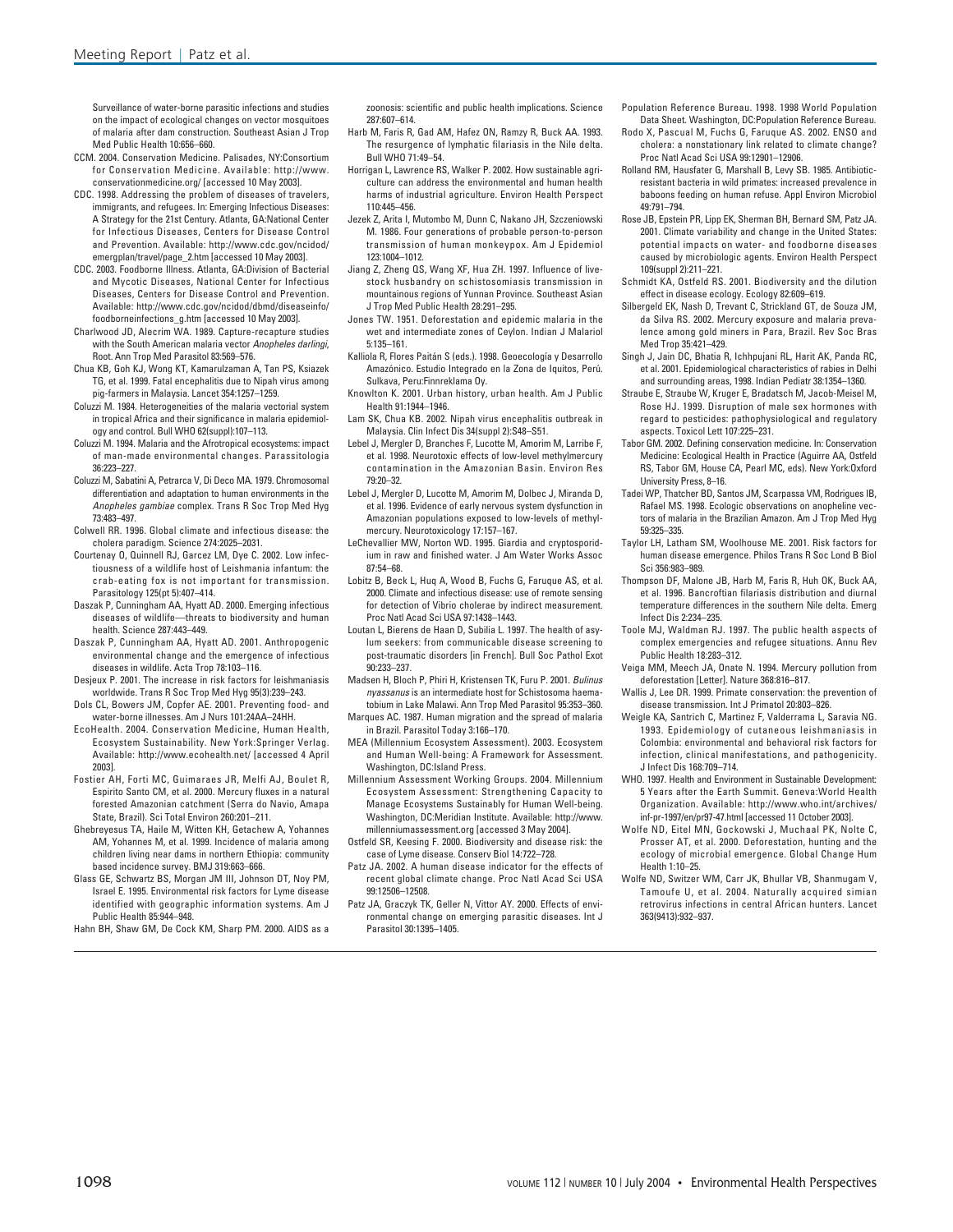Surveillance of water-borne parasitic infections and studies on the impact of ecological changes on vector mosquitoes of malaria after dam construction. Southeast Asian J Trop Med Public Health 10:656–660.

CCM. 2004. Conservation Medicine. Palisades, NY:Consortium for Conservation Medicine. Available: http://www.conservationmedicine.org/ [accessed 10 May 2003].

CDC. 1998. Addressing the problem of diseases of travelers, immigrants, and refugees. In: Emerging Infectious Diseases: A Strategy for the 21st Century. Atlanta, GA:National Center for Infectious Diseases, Centers for Disease Control and Prevention. Available: http://www.cdc.gov/ncidod/emergplan/travel/page_2.htm [accessed 10 May 2003].

CDC. 2003. Foodborne Illness. Atlanta, GA:Division of Bacterial and Mycotic Diseases, National Center for Infectious Diseases, Centers for Disease Control and Prevention. Available: http://www.cdc.gov/ncidod/dbmd/diseaseinfo/foodborneinfections_g.htm [accessed 10 May 2003].

Charlwood JD, Alecrim WA. 1989. Capture-recapture studies with the South American malaria vector *Anopheles darlingi*, Root. Ann Trop Med Parasitol 83:569–576.

Chua KB, Goh KJ, Wong KT, Kamarulzaman A, Tan PS, Ksiazek TG, et al. 1999. Fatal encephalitis due to Nipah virus among pig-farmers in Malaysia. Lancet 354:1257–1259.

Coluzzi M. 1984. Heterogeneities of the malaria vectorial system in tropical Africa and their significance in malaria epidemiology and control. Bull WHO 62(suppl):107–113.

Coluzzi M. 1994. Malaria and the Afrotropical ecosystems: impact of man-made environmental changes. Parassitologia 36:223–227.

Coluzzi M, Sabatini A, Petrarca V, Di Deco MA. 1979. Chromosomal differentiation and adaptation to human environments in the *Anopheles gambiae* complex. Trans R Soc Trop Med Hyg 73:483–497.

Colwell RR. 1996. Global climate and infectious disease: the cholera paradigm. Science 274:2025–2031.

Courtenay O, Quinnell RJ, Garcez LM, Dye C. 2002. Low infectiousness of a wildlife host of Leishmania infantum: the crab-eating fox is not important for transmission. Parasitology 125(pt 5):407–414.

Daszak P, Cunningham AA, Hyatt AD. 2000. Emerging infectious diseases of wildlife—threats to biodiversity and human health. Science 287:443–449.

Daszak P, Cunningham AA, Hyatt AD. 2001. Anthropogenic environmental change and the emergence of infectious diseases in wildlife. Acta Trop 78:103–116.

Desjeux P. 2001. The increase in risk factors for leishmaniasis worldwide. Trans R Soc Trop Med Hyg 95(3):239–243.

Dols CL, Bowers JM, Copfer AE. 2001. Preventing food- and water-borne illnesses. Am J Nurs 101:24AA–24HH.

EcoHealth. 2004. Conservation Medicine, Human Health, Ecosystem Sustainability. New York:Springer Verlag. Available: http://www.ecohealth.net/ [accessed 4 April 2003].

Fostier AH, Forti MC, Guimaraes JR, Melfi AJ, Boulet R, Espirito Santo CM, et al. 2000. Mercury fluxes in a natural forested Amazonian catchment (Serra do Navio, Amapa State, Brazil). Sci Total Environ 260:201–211.

Ghebreyesus TA, Haile M, Witten KH, Getachew A, Yohannes AM, Yohannes M, et al. 1999. Incidence of malaria among children living near dams in northern Ethiopia: community based incidence survey. BMJ 319:663–666.

Glass GE, Schwartz BS, Morgan JM III, Johnson DT, Noy PM, Israel E. 1995. Environmental risk factors for Lyme disease identified with geographic information systems. Am J Public Health 85:944–948.

Hahn BH, Shaw GM, De Cock KM, Sharp PM. 2000. AIDS as a zoonosis: scientific and public health implications. Science 287:607–614.

Harb M, Faris R, Gad AM, Hafez ON, Ramzy R, Buck AA. 1993. The resurgence of lymphatic filariasis in the Nile delta. Bull WHO 71:49–54.

Horrigan L, Lawrence RS, Walker P. 2002. How sustainable agriculture can address the environmental and human health harms of industrial agriculture. Environ Health Perspect 110:445–456.

Jezek Z, Arita I, Mutombo M, Dunn C, Nakano JH, Szczeniowski M. 1986. Four generations of probable person-to-person transmission of human monkeypox. Am J Epidemiol 123:1004–1012.

Jiang Z, Zheng QS, Wang XF, Hua ZH. 1997. Influence of livestock husbandry on schistosomiasis transmission in mountainous regions of Yunnan Province. Southeast Asian J Trop Med Public Health 28:291–295.

Jones TW. 1951. Deforestation and epidemic malaria in the wet and intermediate zones of Ceylon. Indian J Malariol 5:135–161.

Kalliola R, Flores Paitán S (eds.). 1998. Geoecología y Desarrollo Amazónico. Estudio Integrado en la Zona de Iquitos, Perú. Sulkava, Peru:Finnreklama Oy.

Knowlton K. 2001. Urban history, urban health. Am J Public Health 91:1944–1946.

Lam SK, Chua KB. 2002. Nipah virus encephalitis outbreak in Malaysia. Clin Infect Dis 34(suppl 2):S48–S51.

Lebel J, Mergler D, Branches F, Lucotte M, Amorim M, Larribe F, et al. 1998. Neurotoxic effects of low-level methylmercury contamination in the Amazonian Basin. Environ Res 79:20–32.

Lebel J, Mergler D, Lucotte M, Amorim M, Dolbec J, Miranda D, et al. 1996. Evidence of early nervous system dysfunction in Amazonian populations exposed to low-levels of methylmercury. Neurotoxicology 17:157–167.

LeChevallier MW, Norton WD. 1995. Giardia and cryptosporidium in raw and finished water. J Am Water Works Assoc 87:54–68.

Lobitz B, Beck L, Huq A, Wood B, Fuchs G, Faruque AS, et al. 2000. Climate and infectious disease: use of remote sensing for detection of Vibrio cholerae by indirect measurement. Proc Natl Acad Sci USA 97:1438–1443.

Loutan L, Bierens de Haan D, Subilia L. 1997. The health of asylum seekers: from communicable disease screening to post-traumatic disorders [in French]. Bull Soc Pathol Exot 90:233–237.

Madsen H, Bloch P, Phiri H, Kristensen TK, Furu P. 2001. *Bulinus nyassanus* is an intermediate host for Schistosoma haematobium in Lake Malawi. Ann Trop Med Parasitol 95:353–360.

Marques AC. 1987. Human migration and the spread of malaria in Brazil. Parasitol Today 3:166–170.

MEA (Millennium Ecosystem Assessment). 2003. Ecosystem and Human Well-being: A Framework for Assessment. Washington, DC:Island Press.

Millennium Assessment Working Groups. 2004. Millennium Ecosystem Assessment: Strengthening Capacity to Manage Ecosystems Sustainably for Human Well-being. Washington, DC:Meridian Institute. Available: http://www.millenniumassessment.org [accessed 3 May 2004].

Ostfeld SR, Keesing F. 2000. Biodiversity and disease risk: the case of Lyme disease. Conserv Biol 14:722–728.

Patz JA. 2002. A human disease indicator for the effects of recent global climate change. Proc Natl Acad Sci USA 99:12506–12508.

Patz JA, Graczyk TK, Geller N, Vittor AY. 2000. Effects of environmental change on emerging parasitic diseases. Int J Parasitol 30:1395–1405.

Population Reference Bureau. 1998. 1998 World Population Data Sheet. Washington, DC:Population Reference Bureau.

Rodo X, Pascual M, Fuchs G, Faruque AS. 2002. ENSO and cholera: a nonstationary link related to climate change? Proc Natl Acad Sci USA 99:12901–12906.

Rolland RM, Hausfater G, Marshall B, Levy SB. 1985. Antibiotic-resistant bacteria in wild primates: increased prevalence in baboons feeding on human refuse. Appl Environ Microbiol 49:791–794.

Rose JB, Epstein PR, Lipp EK, Sherman BH, Bernard SM, Patz JA. 2001. Climate variability and change in the United States: potential impacts on water- and foodborne diseases caused by microbiologic agents. Environ Health Perspect 109(suppl 2):211–221.

Schmidt KA, Ostfeld RS. 2001. Biodiversity and the dilution effect in disease ecology. Ecology 82:609–619.

Silbergeld EK, Nash D, Trevant C, Strickland GT, de Souza JM, da Silva RS. 2002. Mercury exposure and malaria prevalence among gold miners in Para, Brazil. Rev Soc Bras Med Trop 35:421–429.

Singh J, Jain DC, Bhatia R, Ichhpujani RL, Harit AK, Panda RC, et al. 2001. Epidemiological characteristics of rabies in Delhi and surrounding areas, 1998. Indian Pediatr 38:1354–1360.

Straube E, Straube W, Kruger E, Bradatsch M, Jacob-Meisel M, Rose HJ. 1999. Disruption of male sex hormones with regard to pesticides: pathophysiological and regulatory aspects. Toxicol Lett 107:225–231.

Tabor GM. 2002. Defining conservation medicine. In: Conservation Medicine: Ecological Health in Practice (Aguirre AA, Ostfeld RS, Tabor GM, House CA, Pearl MC, eds). New York:Oxford University Press, 8–16.

Tadei WP, Thatcher BD, Santos JM, Scarpassa VM, Rodrigues IB, Rafael MS. 1998. Ecologic observations on anopheline vectors of malaria in the Brazilian Amazon. Am J Trop Med Hyg 59:325–335.

Taylor LH, Latham SM, Woolhouse ME. 2001. Risk factors for human disease emergence. Philos Trans R Soc Lond B Biol Sci 356:983–989.

Thompson DF, Malone JB, Harb M, Faris R, Huh OK, Buck AA, et al. 1996. Bancroftian filariasis distribution and diurnal temperature differences in the southern Nile delta. Emerg Infect Dis 2:234–235.

Toole MJ, Waldman RJ. 1997. The public health aspects of complex emergencies and refugee situations. Annu Rev Public Health 18:283–312.

Veiga MM, Meech JA, Onate N. 1994. Mercury pollution from deforestation [Letter]. Nature 368:816–817.

Wallis J, Lee DR. 1999. Primate conservation: the prevention of disease transmission. Int J Primatol 20:803–826.

Weigle KA, Santrich C, Martinez F, Valderrama L, Saravia NG. 1993. Epidemiology of cutaneous leishmaniasis in Colombia: environmental and behavioral risk factors for infection, clinical manifestations, and pathogenicity. J Infect Dis 168:709–714.

WHO. 1997. Health and Environment in Sustainable Development: 5 Years after the Earth Summit. Geneva:World Health Organization. Available: http://www.who.int/archives/inf-pr-1997/en/pr97-47.html [accessed 11 October 2003].

Wolfe ND, Eitel MN, Gockowski J, Muchaal PK, Nolte C, Prosser AT, et al. 2000. Deforestation, hunting and the ecology of microbial emergence. Global Change Hum Health 1:10–25.

Wolfe ND, Switzer WM, Carr JK, Bhullar VB, Shanmugam V, Tamoufe U, et al. 2004. Naturally acquired simian retrovirus infections in central African hunters. Lancet 363(9413):932–937.